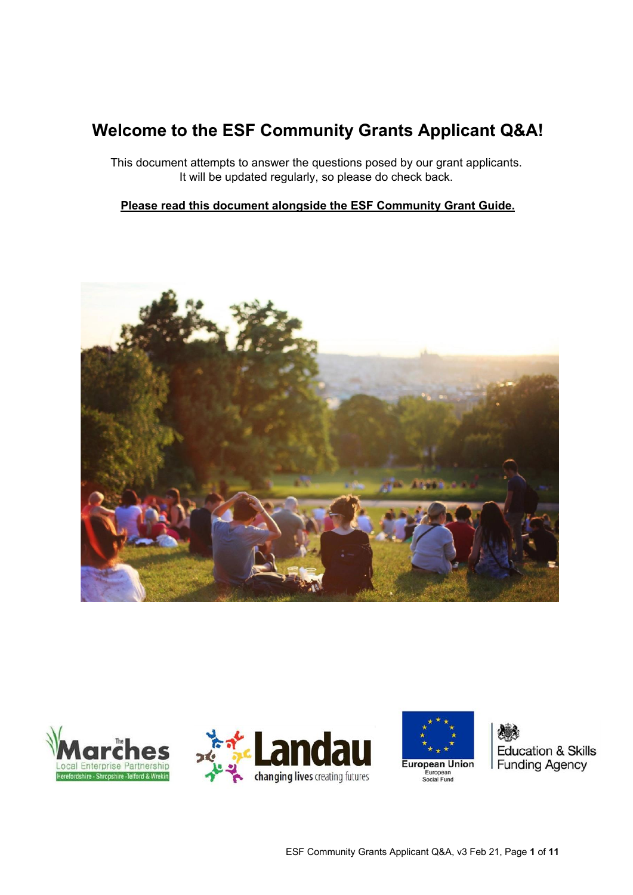# Welcome to the ESF Community Grants Applicant Q&A!

This document attempts to answer the questions posed by our grant applicants.
It will be updated regularly, so please do check back.

**Please read this document alongside the ESF Community Grant Guide.**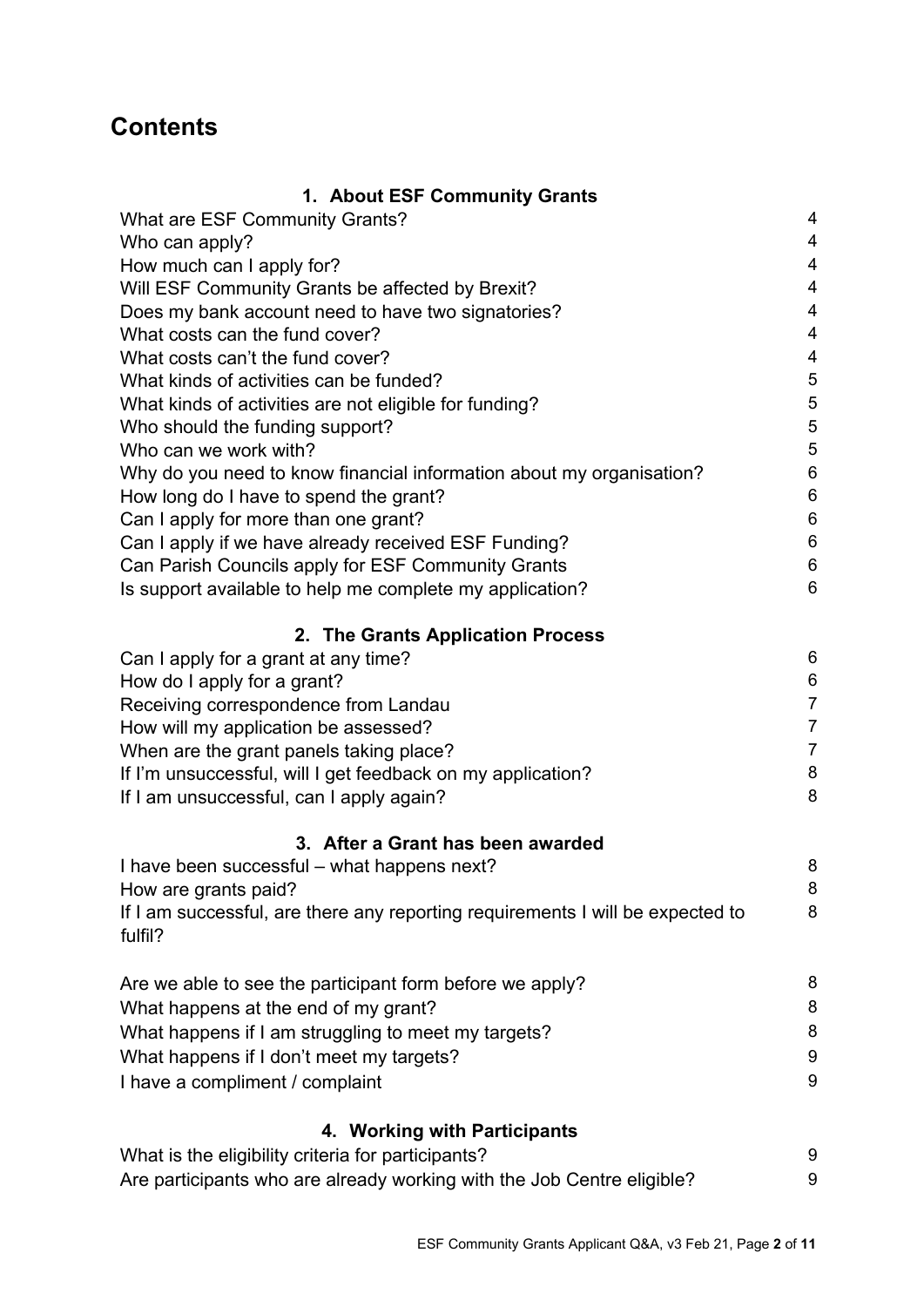# Contents

## 1. About ESF Community Grants

| | |
|---|---|
| What are ESF Community Grants? | 4 |
| Who can apply? | 4 |
| How much can I apply for? | 4 |
| Will ESF Community Grants be affected by Brexit? | 4 |
| Does my bank account need to have two signatories? | 4 |
| What costs can the fund cover? | 4 |
| What costs can't the fund cover? | 4 |
| What kinds of activities can be funded? | 5 |
| What kinds of activities are not eligible for funding? | 5 |
| Who should the funding support? | 5 |
| Who can we work with? | 5 |
| Why do you need to know financial information about my organisation? | 6 |
| How long do I have to spend the grant? | 6 |
| Can I apply for more than one grant? | 6 |
| Can I apply if we have already received ESF Funding? | 6 |
| Can Parish Councils apply for ESF Community Grants | 6 |
| Is support available to help me complete my application? | 6 |

## 2. The Grants Application Process

| | |
|---|---|
| Can I apply for a grant at any time? | 6 |
| How do I apply for a grant? | 6 |
| Receiving correspondence from Landau | 7 |
| How will my application be assessed? | 7 |
| When are the grant panels taking place? | 7 |
| If I'm unsuccessful, will I get feedback on my application? | 8 |
| If I am unsuccessful, can I apply again? | 8 |

## 3. After a Grant has been awarded

| | |
|---|---|
| I have been successful – what happens next? | 8 |
| How are grants paid? | 8 |
| If I am successful, are there any reporting requirements I will be expected to fulfil? | 8 |
| Are we able to see the participant form before we apply? | 8 |
| What happens at the end of my grant? | 8 |
| What happens if I am struggling to meet my targets? | 8 |
| What happens if I don't meet my targets? | 9 |
| I have a compliment / complaint | 9 |

## 4. Working with Participants

| | |
|---|---|
| What is the eligibility criteria for participants? | 9 |
| Are participants who are already working with the Job Centre eligible? | 9 |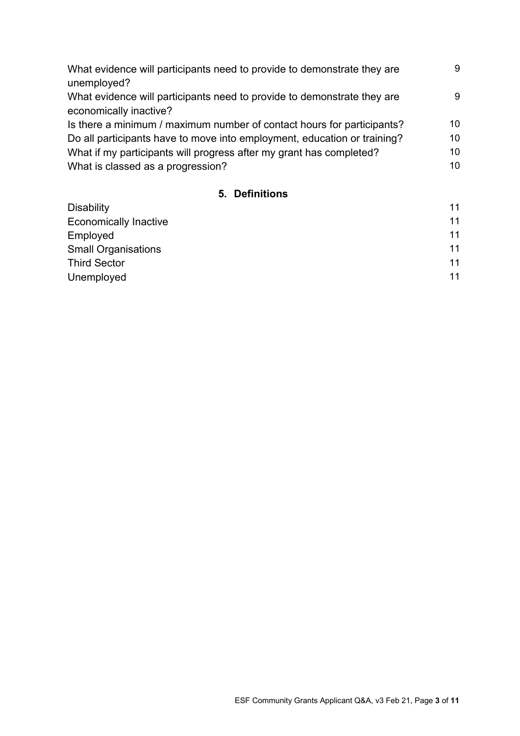| | |
|---|---|
| What evidence will participants need to provide to demonstrate they are unemployed? | 9 |
| What evidence will participants need to provide to demonstrate they are economically inactive? | 9 |
| Is there a minimum / maximum number of contact hours for participants? | 10 |
| Do all participants have to move into employment, education or training? | 10 |
| What if my participants will progress after my grant has completed? | 10 |
| What is classed as a progression? | 10 |

## 5. Definitions

| | |
|---|---|
| Disability | 11 |
| Economically Inactive | 11 |
| Employed | 11 |
| Small Organisations | 11 |
| Third Sector | 11 |
| Unemployed | 11 |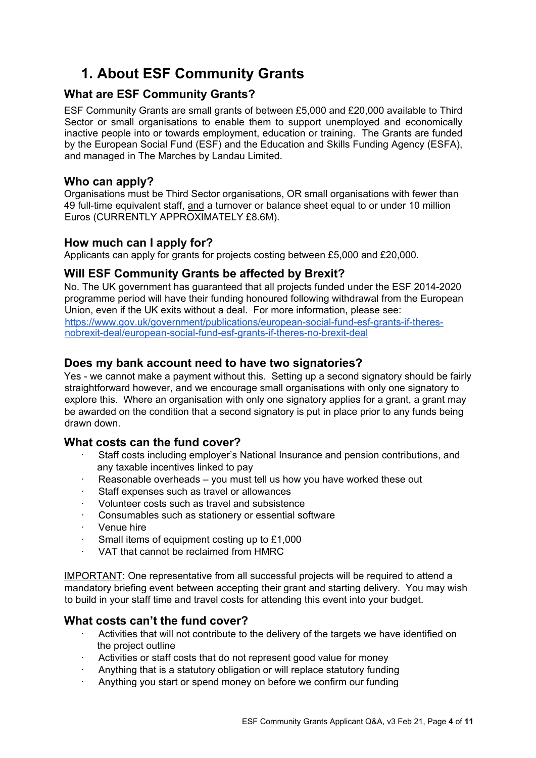# 1. About ESF Community Grants

## What are ESF Community Grants?

ESF Community Grants are small grants of between £5,000 and £20,000 available to Third Sector or small organisations to enable them to support unemployed and economically inactive people into or towards employment, education or training. The Grants are funded by the European Social Fund (ESF) and the Education and Skills Funding Agency (ESFA), and managed in The Marches by Landau Limited.

## Who can apply?

Organisations must be Third Sector organisations, OR small organisations with fewer than 49 full-time equivalent staff, <u>and</u> a turnover or balance sheet equal to or under 10 million Euros (CURRENTLY APPROXIMATELY £8.6M).

## How much can I apply for?

Applicants can apply for grants for projects costing between £5,000 and £20,000.

## Will ESF Community Grants be affected by Brexit?

No. The UK government has guaranteed that all projects funded under the ESF 2014-2020 programme period will have their funding honoured following withdrawal from the European Union, even if the UK exits without a deal. For more information, please see: https://www.gov.uk/government/publications/european-social-fund-esf-grants-if-theres-nobrexit-deal/european-social-fund-esf-grants-if-theres-no-brexit-deal

## Does my bank account need to have two signatories?

Yes - we cannot make a payment without this. Setting up a second signatory should be fairly straightforward however, and we encourage small organisations with only one signatory to explore this. Where an organisation with only one signatory applies for a grant, a grant may be awarded on the condition that a second signatory is put in place prior to any funds being drawn down.

## What costs can the fund cover?

- Staff costs including employer's National Insurance and pension contributions, and any taxable incentives linked to pay
- Reasonable overheads – you must tell us how you have worked these out
- Staff expenses such as travel or allowances
- Volunteer costs such as travel and subsistence
- Consumables such as stationery or essential software
- Venue hire
- Small items of equipment costing up to £1,000
- VAT that cannot be reclaimed from HMRC

<u>IMPORTANT</u>: One representative from all successful projects will be required to attend a mandatory briefing event between accepting their grant and starting delivery. You may wish to build in your staff time and travel costs for attending this event into your budget.

## What costs can't the fund cover?

- Activities that will not contribute to the delivery of the targets we have identified on the project outline
- Activities or staff costs that do not represent good value for money
- Anything that is a statutory obligation or will replace statutory funding
- Anything you start or spend money on before we confirm our funding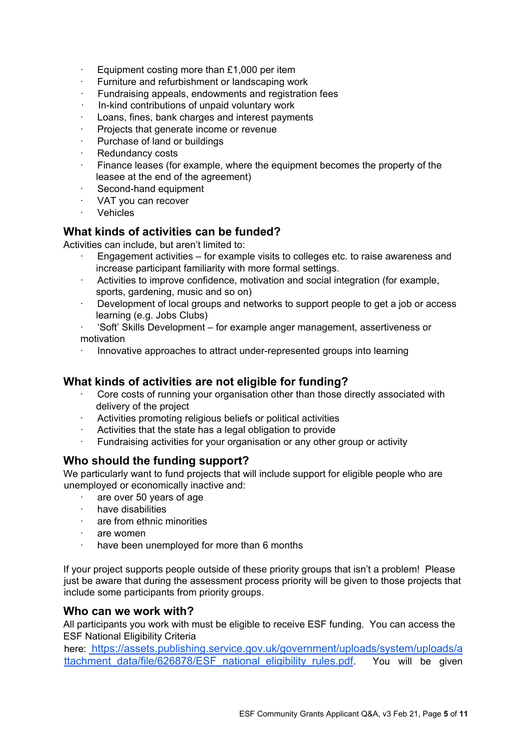- Equipment costing more than £1,000 per item
- Furniture and refurbishment or landscaping work
- Fundraising appeals, endowments and registration fees
- In-kind contributions of unpaid voluntary work
- Loans, fines, bank charges and interest payments
- Projects that generate income or revenue
- Purchase of land or buildings
- Redundancy costs
- Finance leases (for example, where the equipment becomes the property of the leasee at the end of the agreement)
- Second-hand equipment
- VAT you can recover
- Vehicles

## What kinds of activities can be funded?

Activities can include, but aren't limited to:

- Engagement activities – for example visits to colleges etc. to raise awareness and increase participant familiarity with more formal settings.
- Activities to improve confidence, motivation and social integration (for example, sports, gardening, music and so on)
- Development of local groups and networks to support people to get a job or access learning (e.g. Jobs Clubs)
- 'Soft' Skills Development – for example anger management, assertiveness or motivation
- Innovative approaches to attract under-represented groups into learning

## What kinds of activities are not eligible for funding?

- Core costs of running your organisation other than those directly associated with delivery of the project
- Activities promoting religious beliefs or political activities
- Activities that the state has a legal obligation to provide
- Fundraising activities for your organisation or any other group or activity

## Who should the funding support?

We particularly want to fund projects that will include support for eligible people who are unemployed or economically inactive and:

- are over 50 years of age
- have disabilities
- are from ethnic minorities
- are women
- have been unemployed for more than 6 months

If your project supports people outside of these priority groups that isn't a problem! Please just be aware that during the assessment process priority will be given to those projects that include some participants from priority groups.

## Who can we work with?

All participants you work with must be eligible to receive ESF funding. You can access the ESF National Eligibility Criteria here: [https://assets.publishing.service.gov.uk/government/uploads/system/uploads/attachment_data/file/626878/ESF_national_eligibility_rules.pdf](https://assets.publishing.service.gov.uk/government/uploads/system/uploads/attachment_data/file/626878/ESF_national_eligibility_rules.pdf). You will be given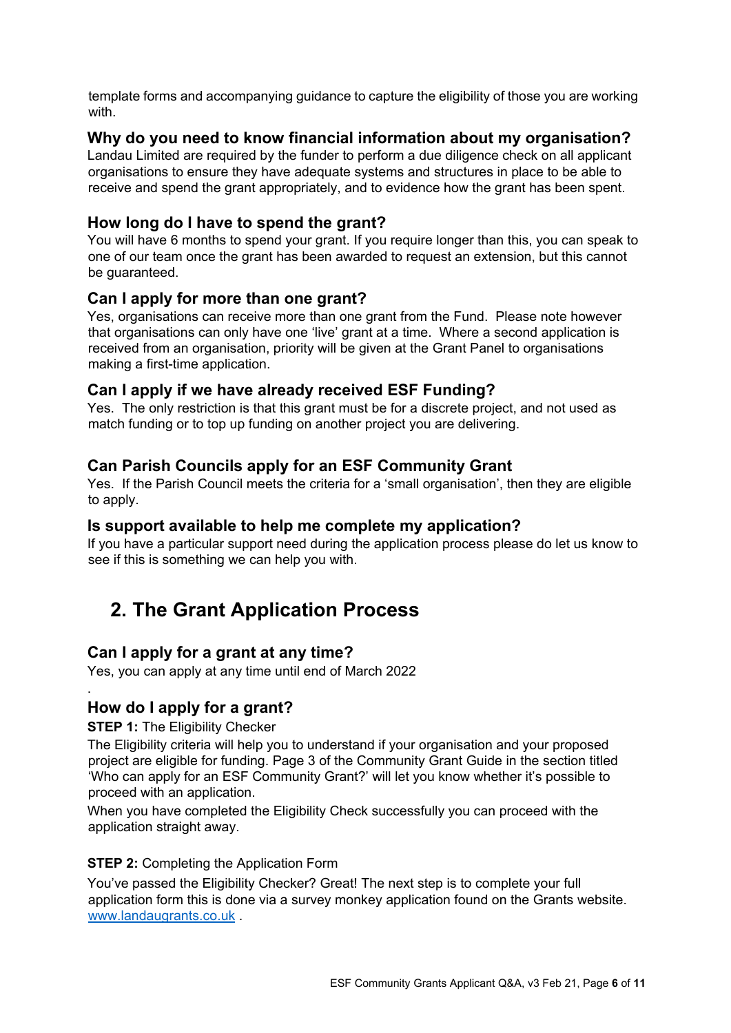template forms and accompanying guidance to capture the eligibility of those you are working with.

### Why do you need to know financial information about my organisation?

Landau Limited are required by the funder to perform a due diligence check on all applicant organisations to ensure they have adequate systems and structures in place to be able to receive and spend the grant appropriately, and to evidence how the grant has been spent.

### How long do I have to spend the grant?

You will have 6 months to spend your grant. If you require longer than this, you can speak to one of our team once the grant has been awarded to request an extension, but this cannot be guaranteed.

### Can I apply for more than one grant?

Yes, organisations can receive more than one grant from the Fund. Please note however that organisations can only have one 'live' grant at a time. Where a second application is received from an organisation, priority will be given at the Grant Panel to organisations making a first-time application.

### Can I apply if we have already received ESF Funding?

Yes. The only restriction is that this grant must be for a discrete project, and not used as match funding or to top up funding on another project you are delivering.

### Can Parish Councils apply for an ESF Community Grant

Yes. If the Parish Council meets the criteria for a 'small organisation', then they are eligible to apply.

### Is support available to help me complete my application?

If you have a particular support need during the application process please do let us know to see if this is something we can help you with.

## 2. The Grant Application Process

### Can I apply for a grant at any time?

Yes, you can apply at any time until end of March 2022

.

### How do I apply for a grant?

**STEP 1:** The Eligibility Checker

The Eligibility criteria will help you to understand if your organisation and your proposed project are eligible for funding. Page 3 of the Community Grant Guide in the section titled 'Who can apply for an ESF Community Grant?' will let you know whether it's possible to proceed with an application.

When you have completed the Eligibility Check successfully you can proceed with the application straight away.

**STEP 2:** Completing the Application Form

You've passed the Eligibility Checker? Great! The next step is to complete your full application form this is done via a survey monkey application found on the Grants website. www.landaugrants.co.uk .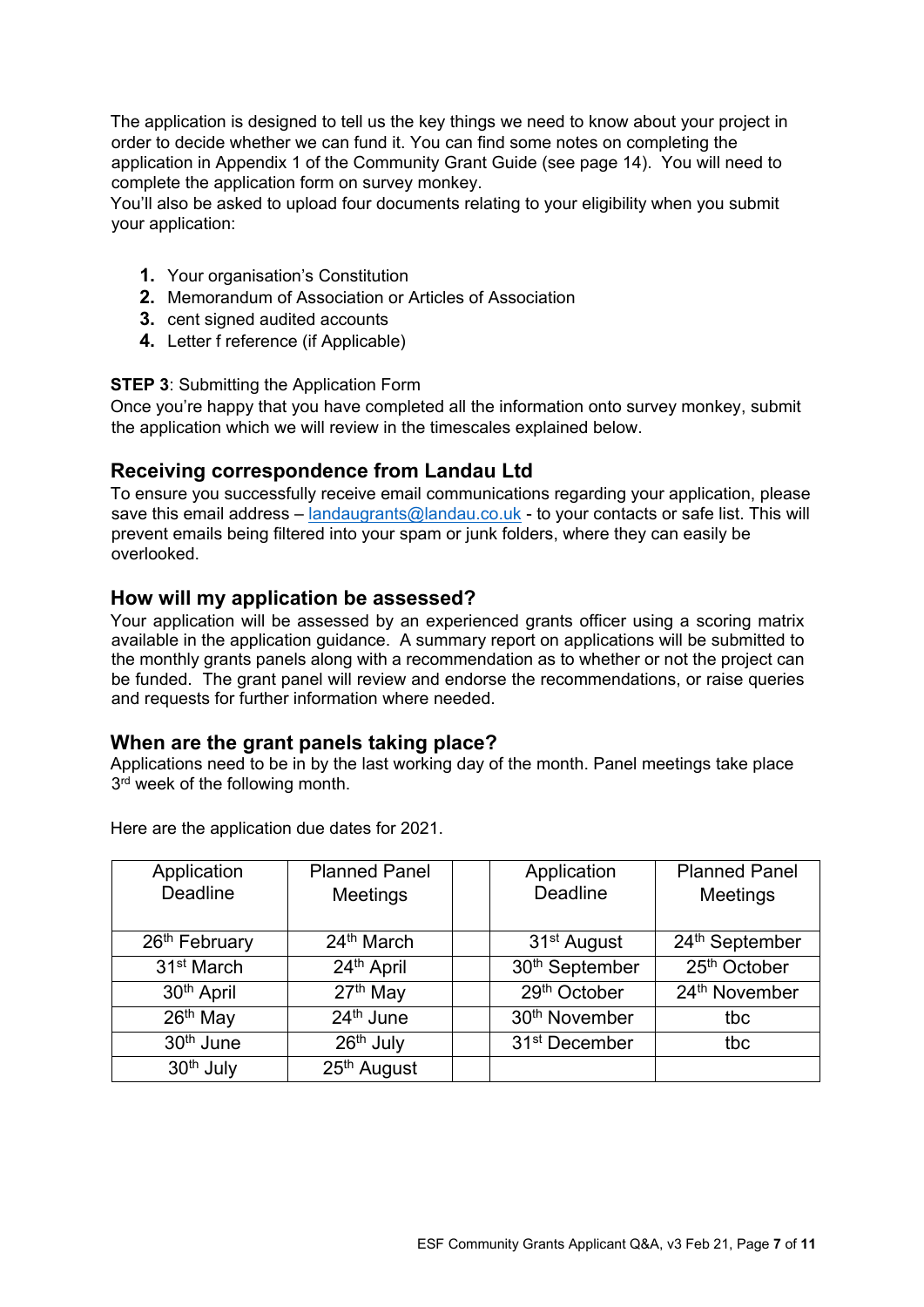The application is designed to tell us the key things we need to know about your project in order to decide whether we can fund it. You can find some notes on completing the application in Appendix 1 of the Community Grant Guide (see page 14). You will need to complete the application form on survey monkey.
You'll also be asked to upload four documents relating to your eligibility when you submit your application:

1. Your organisation's Constitution
2. Memorandum of Association or Articles of Association
3. cent signed audited accounts
4. Letter f reference (if Applicable)

**STEP 3**: Submitting the Application Form
Once you're happy that you have completed all the information onto survey monkey, submit the application which we will review in the timescales explained below.

## Receiving correspondence from Landau Ltd

To ensure you successfully receive email communications regarding your application, please save this email address – landaugrants@landau.co.uk - to your contacts or safe list. This will prevent emails being filtered into your spam or junk folders, where they can easily be overlooked.

## How will my application be assessed?

Your application will be assessed by an experienced grants officer using a scoring matrix available in the application guidance. A summary report on applications will be submitted to the monthly grants panels along with a recommendation as to whether or not the project can be funded. The grant panel will review and endorse the recommendations, or raise queries and requests for further information where needed.

## When are the grant panels taking place?

Applications need to be in by the last working day of the month. Panel meetings take place 3rd week of the following month.

Here are the application due dates for 2021.

| Application Deadline | Planned Panel Meetings | | Application Deadline | Planned Panel Meetings |
|---|---|---|---|---|
| 26th February | 24th March | | 31st August | 24th September |
| 31st March | 24th April | | 30th September | 25th October |
| 30th April | 27th May | | 29th October | 24th November |
| 26th May | 24th June | | 30th November | tbc |
| 30th June | 26th July | | 31st December | tbc |
| 30th July | 25th August | | | |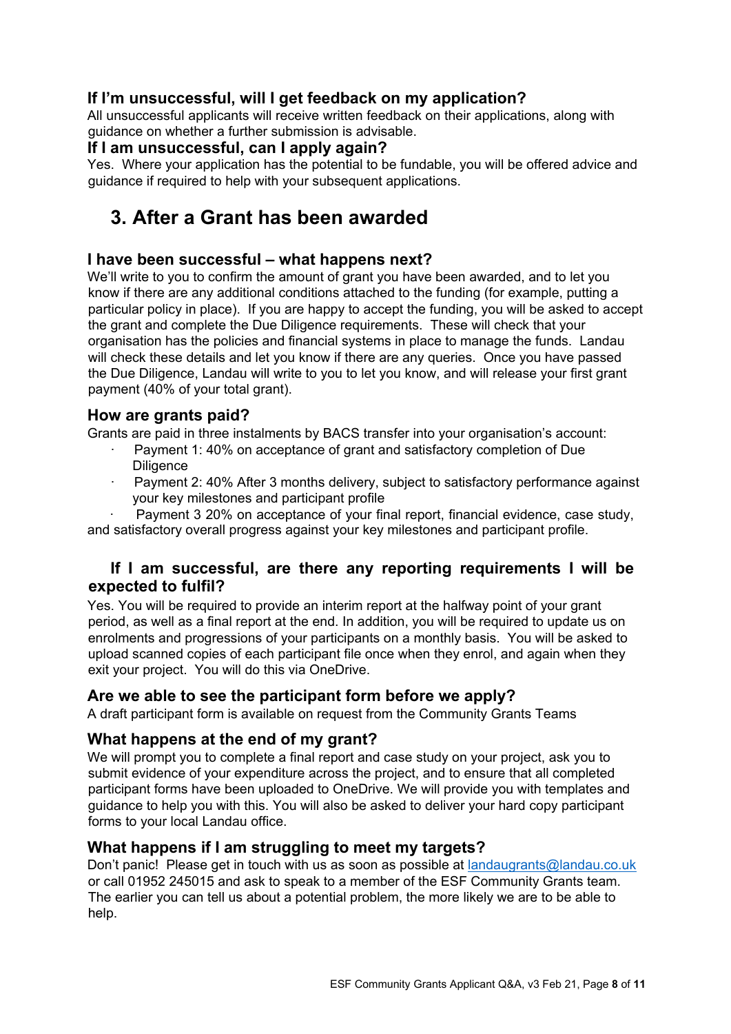### If I'm unsuccessful, will I get feedback on my application?

All unsuccessful applicants will receive written feedback on their applications, along with guidance on whether a further submission is advisable.

### If I am unsuccessful, can I apply again?

Yes. Where your application has the potential to be fundable, you will be offered advice and guidance if required to help with your subsequent applications.

## 3. After a Grant has been awarded

### I have been successful – what happens next?

We'll write to you to confirm the amount of grant you have been awarded, and to let you know if there are any additional conditions attached to the funding (for example, putting a particular policy in place). If you are happy to accept the funding, you will be asked to accept the grant and complete the Due Diligence requirements. These will check that your organisation has the policies and financial systems in place to manage the funds. Landau will check these details and let you know if there are any queries. Once you have passed the Due Diligence, Landau will write to you to let you know, and will release your first grant payment (40% of your total grant).

### How are grants paid?

Grants are paid in three instalments by BACS transfer into your organisation's account:

- Payment 1: 40% on acceptance of grant and satisfactory completion of Due Diligence
- Payment 2: 40% After 3 months delivery, subject to satisfactory performance against your key milestones and participant profile
- Payment 3 20% on acceptance of your final report, financial evidence, case study, and satisfactory overall progress against your key milestones and participant profile.

### If I am successful, are there any reporting requirements I will be expected to fulfil?

Yes. You will be required to provide an interim report at the halfway point of your grant period, as well as a final report at the end. In addition, you will be required to update us on enrolments and progressions of your participants on a monthly basis. You will be asked to upload scanned copies of each participant file once when they enrol, and again when they exit your project. You will do this via OneDrive.

### Are we able to see the participant form before we apply?

A draft participant form is available on request from the Community Grants Teams

### What happens at the end of my grant?

We will prompt you to complete a final report and case study on your project, ask you to submit evidence of your expenditure across the project, and to ensure that all completed participant forms have been uploaded to OneDrive. We will provide you with templates and guidance to help you with this. You will also be asked to deliver your hard copy participant forms to your local Landau office.

### What happens if I am struggling to meet my targets?

Don't panic! Please get in touch with us as soon as possible at landaugrants@landau.co.uk or call 01952 245015 and ask to speak to a member of the ESF Community Grants team. The earlier you can tell us about a potential problem, the more likely we are to be able to help.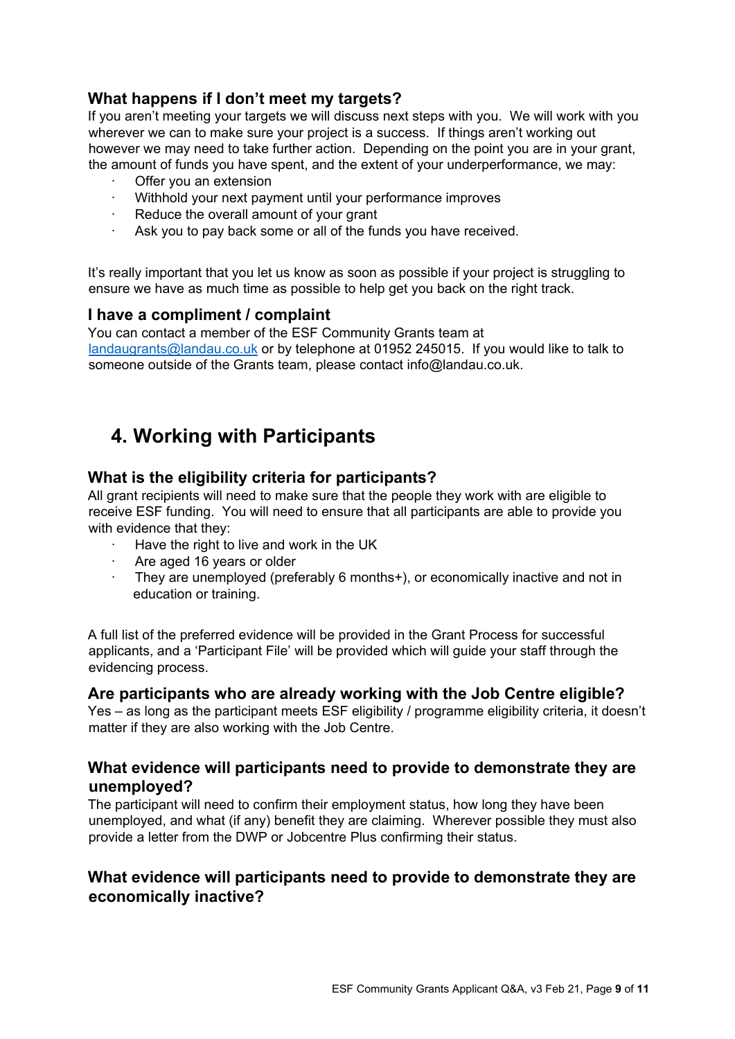### What happens if I don't meet my targets?

If you aren't meeting your targets we will discuss next steps with you. We will work with you wherever we can to make sure your project is a success. If things aren't working out however we may need to take further action. Depending on the point you are in your grant, the amount of funds you have spent, and the extent of your underperformance, we may:

- Offer you an extension
- Withhold your next payment until your performance improves
- Reduce the overall amount of your grant
- Ask you to pay back some or all of the funds you have received.

It's really important that you let us know as soon as possible if your project is struggling to ensure we have as much time as possible to help get you back on the right track.

### I have a compliment / complaint

You can contact a member of the ESF Community Grants team at landaugrants@landau.co.uk or by telephone at 01952 245015. If you would like to talk to someone outside of the Grants team, please contact info@landau.co.uk.

## 4. Working with Participants

### What is the eligibility criteria for participants?

All grant recipients will need to make sure that the people they work with are eligible to receive ESF funding. You will need to ensure that all participants are able to provide you with evidence that they:

- Have the right to live and work in the UK
- Are aged 16 years or older
- They are unemployed (preferably 6 months+), or economically inactive and not in education or training.

A full list of the preferred evidence will be provided in the Grant Process for successful applicants, and a 'Participant File' will be provided which will guide your staff through the evidencing process.

### Are participants who are already working with the Job Centre eligible?

Yes – as long as the participant meets ESF eligibility / programme eligibility criteria, it doesn't matter if they are also working with the Job Centre.

### What evidence will participants need to provide to demonstrate they are unemployed?

The participant will need to confirm their employment status, how long they have been unemployed, and what (if any) benefit they are claiming. Wherever possible they must also provide a letter from the DWP or Jobcentre Plus confirming their status.

### What evidence will participants need to provide to demonstrate they are economically inactive?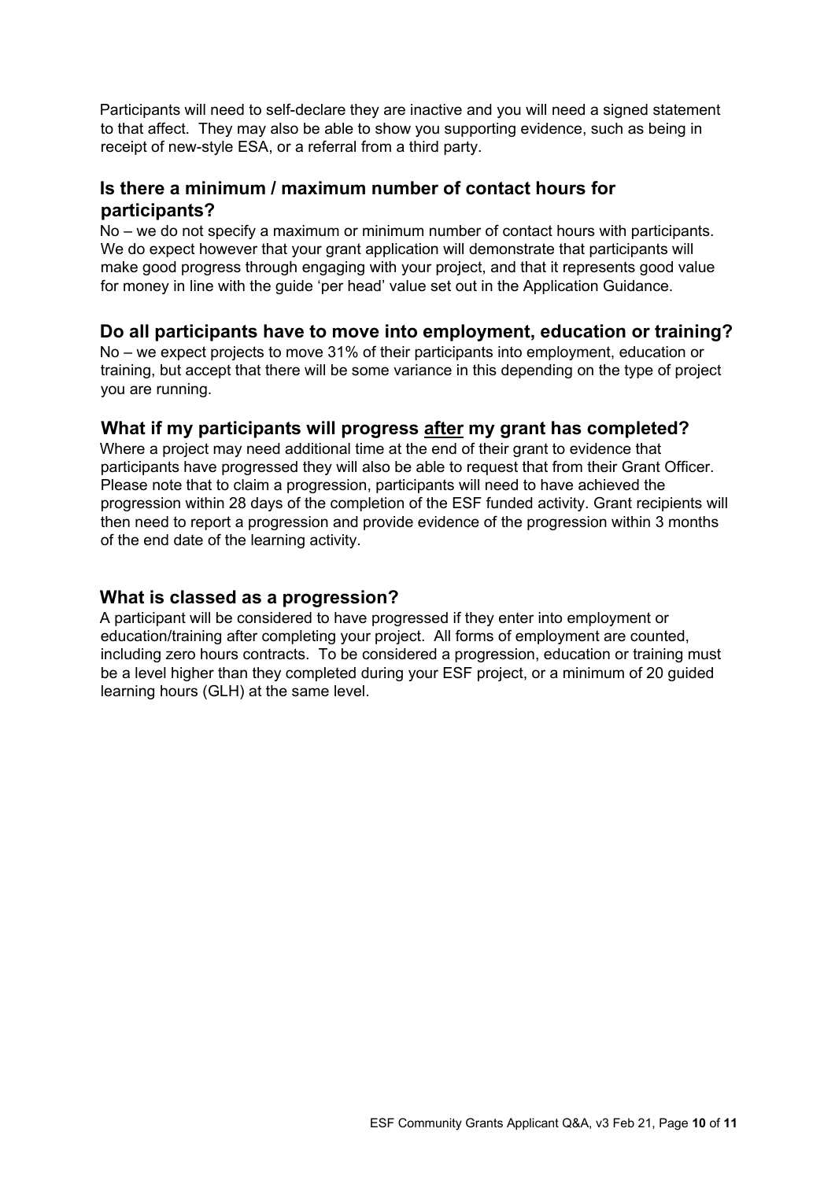Participants will need to self-declare they are inactive and you will need a signed statement to that affect. They may also be able to show you supporting evidence, such as being in receipt of new-style ESA, or a referral from a third party.

## Is there a minimum / maximum number of contact hours for participants?

No – we do not specify a maximum or minimum number of contact hours with participants. We do expect however that your grant application will demonstrate that participants will make good progress through engaging with your project, and that it represents good value for money in line with the guide 'per head' value set out in the Application Guidance.

## Do all participants have to move into employment, education or training?

No – we expect projects to move 31% of their participants into employment, education or training, but accept that there will be some variance in this depending on the type of project you are running.

## What if my participants will progress <u>after</u> my grant has completed?

Where a project may need additional time at the end of their grant to evidence that participants have progressed they will also be able to request that from their Grant Officer. Please note that to claim a progression, participants will need to have achieved the progression within 28 days of the completion of the ESF funded activity. Grant recipients will then need to report a progression and provide evidence of the progression within 3 months of the end date of the learning activity.

## What is classed as a progression?

A participant will be considered to have progressed if they enter into employment or education/training after completing your project. All forms of employment are counted, including zero hours contracts. To be considered a progression, education or training must be a level higher than they completed during your ESF project, or a minimum of 20 guided learning hours (GLH) at the same level.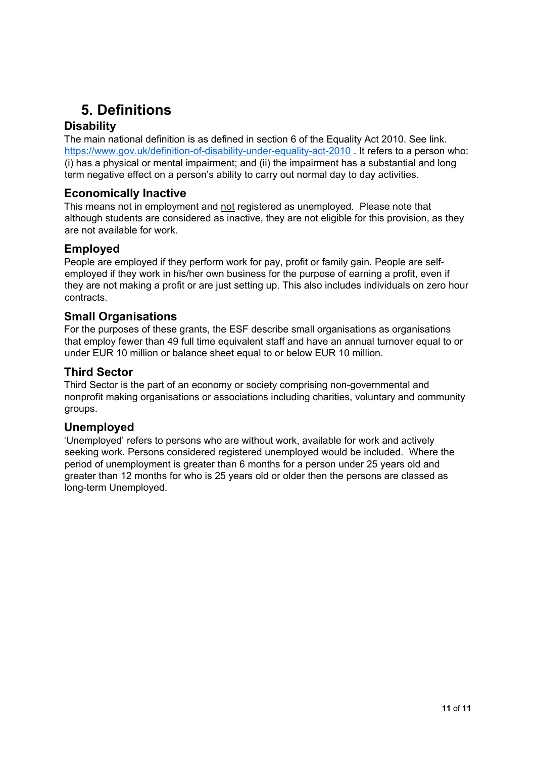# 5. Definitions

## Disability

The main national definition is as defined in section 6 of the Equality Act 2010. See link. https://www.gov.uk/definition-of-disability-under-equality-act-2010 . It refers to a person who: (i) has a physical or mental impairment; and (ii) the impairment has a substantial and long term negative effect on a person's ability to carry out normal day to day activities.

## Economically Inactive

This means not in employment and not registered as unemployed. Please note that although students are considered as inactive, they are not eligible for this provision, as they are not available for work.

## Employed

People are employed if they perform work for pay, profit or family gain. People are self-employed if they work in his/her own business for the purpose of earning a profit, even if they are not making a profit or are just setting up. This also includes individuals on zero hour contracts.

## Small Organisations

For the purposes of these grants, the ESF describe small organisations as organisations that employ fewer than 49 full time equivalent staff and have an annual turnover equal to or under EUR 10 million or balance sheet equal to or below EUR 10 million.

## Third Sector

Third Sector is the part of an economy or society comprising non-governmental and nonprofit making organisations or associations including charities, voluntary and community groups.

## Unemployed

'Unemployed' refers to persons who are without work, available for work and actively seeking work. Persons considered registered unemployed would be included. Where the period of unemployment is greater than 6 months for a person under 25 years old and greater than 12 months for who is 25 years old or older then the persons are classed as long-term Unemployed.